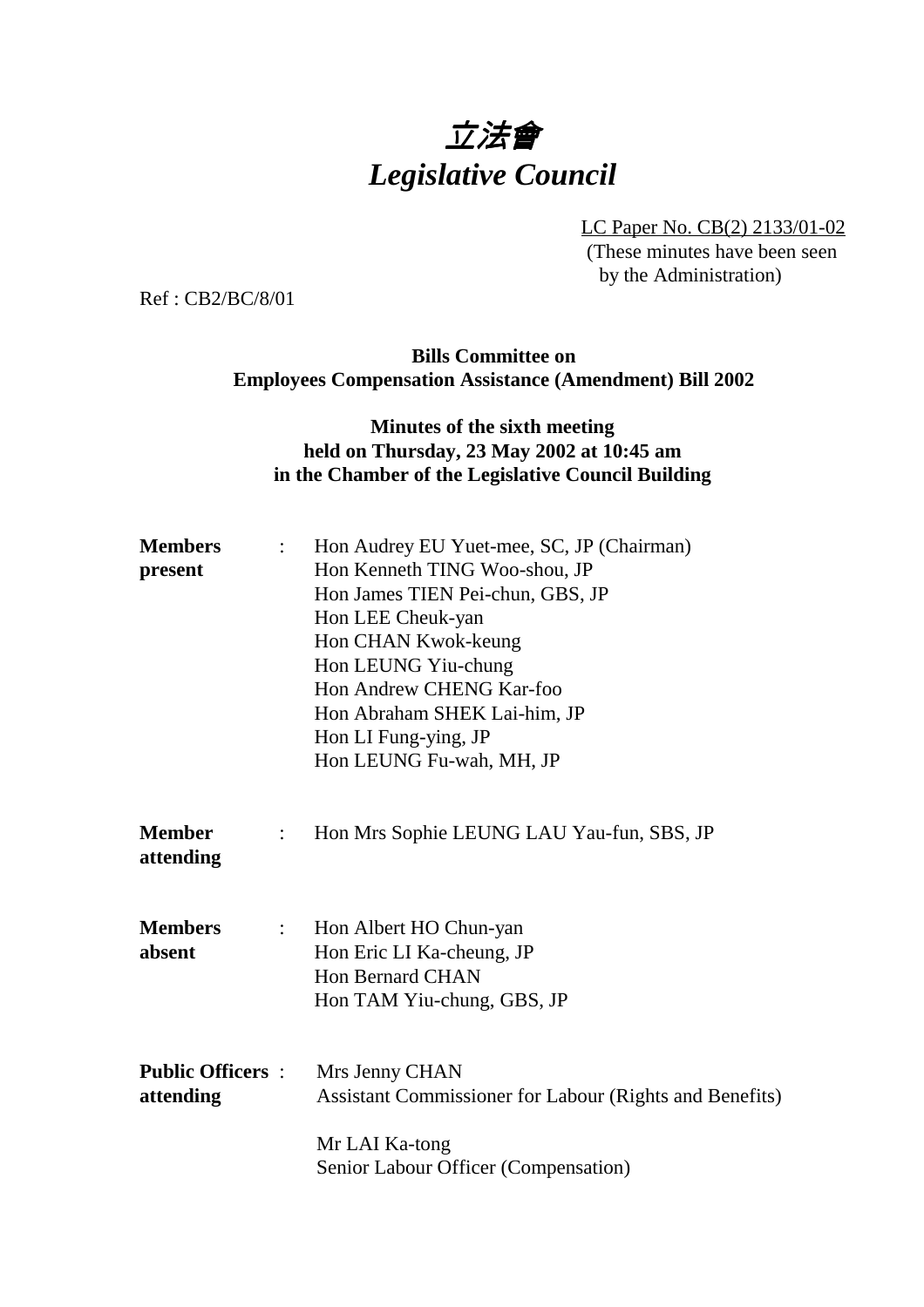# *立法會*
# *Legislative Council*

LC Paper No. CB(2) 2133/01-02
(These minutes have been seen by the Administration)

Ref : CB2/BC/8/01

**Bills Committee on**
**Employees Compensation Assistance (Amendment) Bill 2002**

**Minutes of the sixth meeting**
**held on Thursday, 23 May 2002 at 10:45 am**
**in the Chamber of the Legislative Council Building**

**Members present** :
Hon Audrey EU Yuet-mee, SC, JP (Chairman)
Hon Kenneth TING Woo-shou, JP
Hon James TIEN Pei-chun, GBS, JP
Hon LEE Cheuk-yan
Hon CHAN Kwok-keung
Hon LEUNG Yiu-chung
Hon Andrew CHENG Kar-foo
Hon Abraham SHEK Lai-him, JP
Hon LI Fung-ying, JP
Hon LEUNG Fu-wah, MH, JP

**Member attending** :
Hon Mrs Sophie LEUNG LAU Yau-fun, SBS, JP

**Members absent** :
Hon Albert HO Chun-yan
Hon Eric LI Ka-cheung, JP
Hon Bernard CHAN
Hon TAM Yiu-chung, GBS, JP

**Public Officers attending** :
Mrs Jenny CHAN
Assistant Commissioner for Labour (Rights and Benefits)

Mr LAI Ka-tong
Senior Labour Officer (Compensation)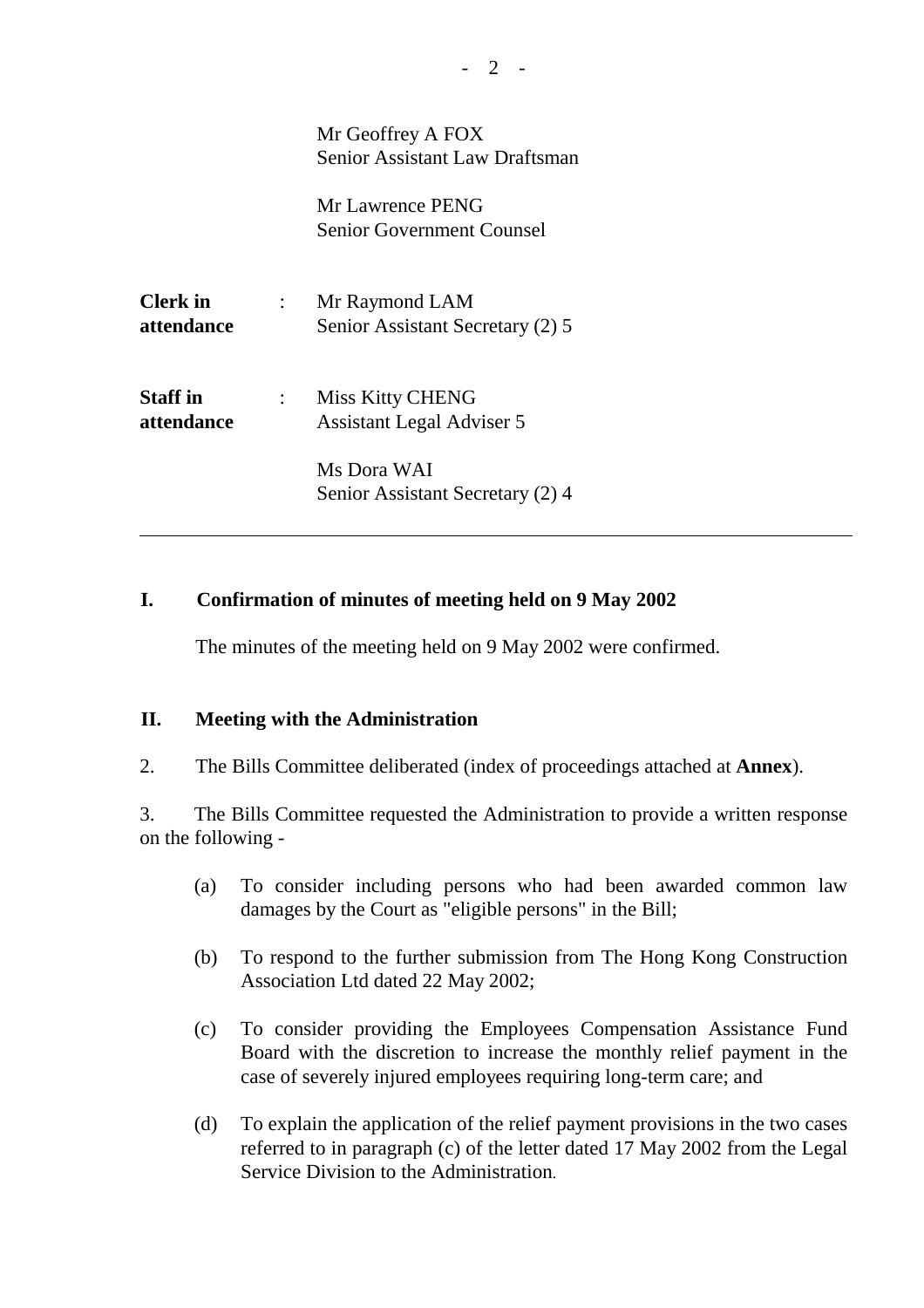|  |  |  |
| --- | --- | --- |
|  |  | Mr Geoffrey A FOX<br>Senior Assistant Law Draftsman |
|  |  | Mr Lawrence PENG<br>Senior Government Counsel |
| **Clerk in attendance** | : | Mr Raymond LAM<br>Senior Assistant Secretary (2) 5 |
| **Staff in attendance** | : | Miss Kitty CHENG<br>Assistant Legal Adviser 5 |
|  |  | Ms Dora WAI<br>Senior Assistant Secretary (2) 4 |

---

## I. Confirmation of minutes of meeting held on 9 May 2002

The minutes of the meeting held on 9 May 2002 were confirmed.

## II. Meeting with the Administration

2. The Bills Committee deliberated (index of proceedings attached at **Annex**).

3. The Bills Committee requested the Administration to provide a written response on the following -

(a) To consider including persons who had been awarded common law damages by the Court as "eligible persons" in the Bill;

(b) To respond to the further submission from The Hong Kong Construction Association Ltd dated 22 May 2002;

(c) To consider providing the Employees Compensation Assistance Fund Board with the discretion to increase the monthly relief payment in the case of severely injured employees requiring long-term care; and

(d) To explain the application of the relief payment provisions in the two cases referred to in paragraph (c) of the letter dated 17 May 2002 from the Legal Service Division to the Administration.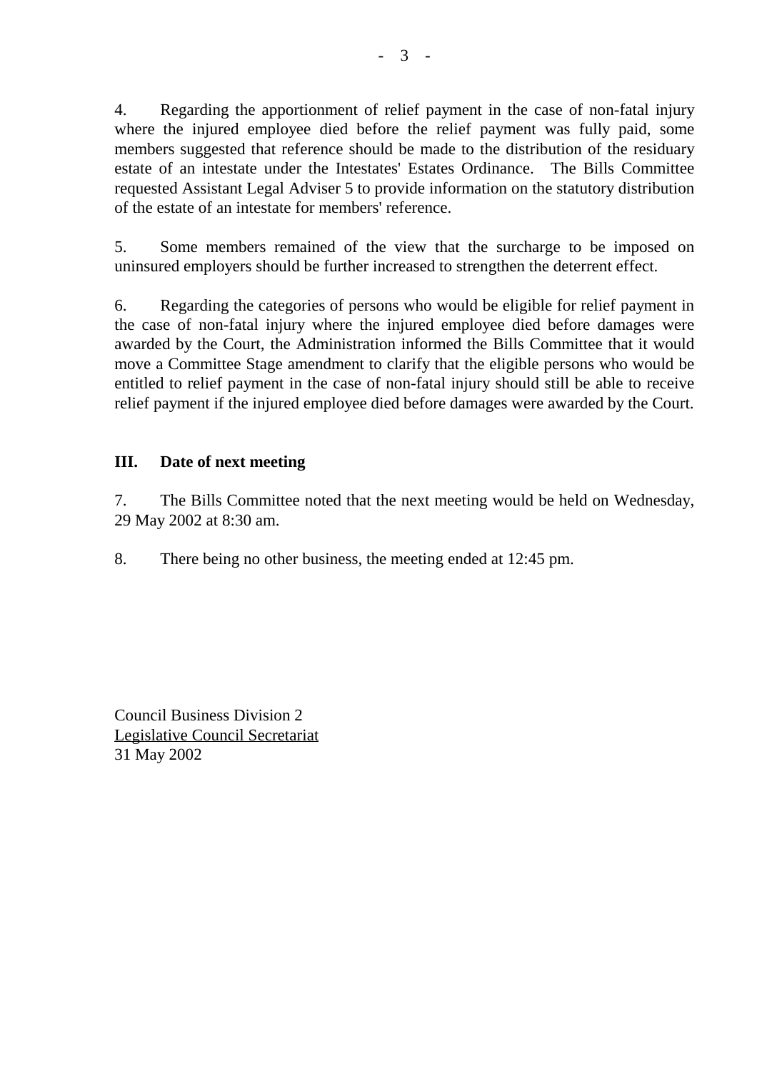4. Regarding the apportionment of relief payment in the case of non-fatal injury where the injured employee died before the relief payment was fully paid, some members suggested that reference should be made to the distribution of the residuary estate of an intestate under the Intestates' Estates Ordinance. The Bills Committee requested Assistant Legal Adviser 5 to provide information on the statutory distribution of the estate of an intestate for members' reference.

5. Some members remained of the view that the surcharge to be imposed on uninsured employers should be further increased to strengthen the deterrent effect.

6. Regarding the categories of persons who would be eligible for relief payment in the case of non-fatal injury where the injured employee died before damages were awarded by the Court, the Administration informed the Bills Committee that it would move a Committee Stage amendment to clarify that the eligible persons who would be entitled to relief payment in the case of non-fatal injury should still be able to receive relief payment if the injured employee died before damages were awarded by the Court.

## III. Date of next meeting

7. The Bills Committee noted that the next meeting would be held on Wednesday, 29 May 2002 at 8:30 am.

8. There being no other business, the meeting ended at 12:45 pm.

Council Business Division 2
Legislative Council Secretariat
31 May 2002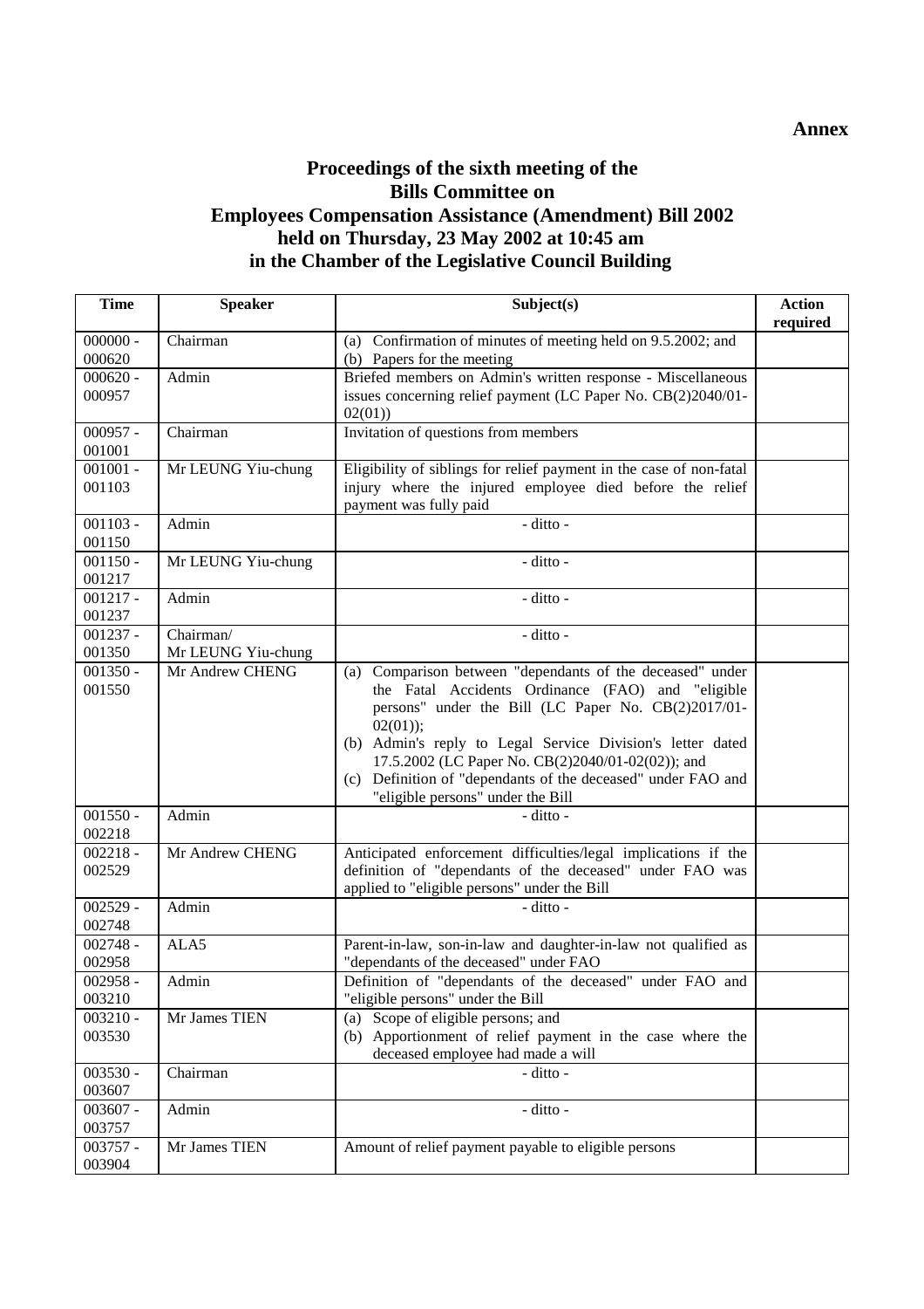**Annex**

# Proceedings of the sixth meeting of the Bills Committee on Employees Compensation Assistance (Amendment) Bill 2002 held on Thursday, 23 May 2002 at 10:45 am in the Chamber of the Legislative Council Building

| Time | Speaker | Subject(s) | Action required |
|---|---|---|---|
| 000000 - 000620 | Chairman | (a) Confirmation of minutes of meeting held on 9.5.2002; and<br>(b) Papers for the meeting | |
| 000620 - 000957 | Admin | Briefed members on Admin's written response - Miscellaneous issues concerning relief payment (LC Paper No. CB(2)2040/01-02(01)) | |
| 000957 - 001001 | Chairman | Invitation of questions from members | |
| 001001 - 001103 | Mr LEUNG Yiu-chung | Eligibility of siblings for relief payment in the case of non-fatal injury where the injured employee died before the relief payment was fully paid | |
| 001103 - 001150 | Admin | - ditto - | |
| 001150 - 001217 | Mr LEUNG Yiu-chung | - ditto - | |
| 001217 - 001237 | Admin | - ditto - | |
| 001237 - 001350 | Chairman/<br>Mr LEUNG Yiu-chung | - ditto - | |
| 001350 - 001550 | Mr Andrew CHENG | (a) Comparison between "dependants of the deceased" under the Fatal Accidents Ordinance (FAO) and "eligible persons" under the Bill (LC Paper No. CB(2)2017/01-02(01));<br>(b) Admin's reply to Legal Service Division's letter dated 17.5.2002 (LC Paper No. CB(2)2040/01-02(02)); and<br>(c) Definition of "dependants of the deceased" under FAO and "eligible persons" under the Bill | |
| 001550 - 002218 | Admin | - ditto - | |
| 002218 - 002529 | Mr Andrew CHENG | Anticipated enforcement difficulties/legal implications if the definition of "dependants of the deceased" under FAO was applied to "eligible persons" under the Bill | |
| 002529 - 002748 | Admin | - ditto - | |
| 002748 - 002958 | ALA5 | Parent-in-law, son-in-law and daughter-in-law not qualified as "dependants of the deceased" under FAO | |
| 002958 - 003210 | Admin | Definition of "dependants of the deceased" under FAO and "eligible persons" under the Bill | |
| 003210 - 003530 | Mr James TIEN | (a) Scope of eligible persons; and<br>(b) Apportionment of relief payment in the case where the deceased employee had made a will | |
| 003530 - 003607 | Chairman | - ditto - | |
| 003607 - 003757 | Admin | - ditto - | |
| 003757 - 003904 | Mr James TIEN | Amount of relief payment payable to eligible persons | |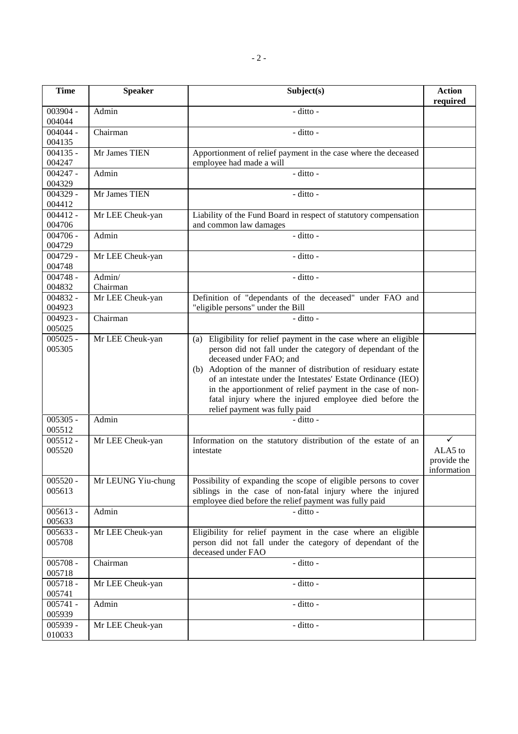| Time | Speaker | Subject(s) | Action required |
|---|---|---|---|
| 003904 - 004044 | Admin | - ditto - | |
| 004044 - 004135 | Chairman | - ditto - | |
| 004135 - 004247 | Mr James TIEN | Apportionment of relief payment in the case where the deceased employee had made a will | |
| 004247 - 004329 | Admin | - ditto - | |
| 004329 - 004412 | Mr James TIEN | - ditto - | |
| 004412 - 004706 | Mr LEE Cheuk-yan | Liability of the Fund Board in respect of statutory compensation and common law damages | |
| 004706 - 004729 | Admin | - ditto - | |
| 004729 - 004748 | Mr LEE Cheuk-yan | - ditto - | |
| 004748 - 004832 | Admin/ Chairman | - ditto - | |
| 004832 - 004923 | Mr LEE Cheuk-yan | Definition of "dependants of the deceased" under FAO and "eligible persons" under the Bill | |
| 004923 - 005025 | Chairman | - ditto - | |
| 005025 - 005305 | Mr LEE Cheuk-yan | (a) Eligibility for relief payment in the case where an eligible person did not fall under the category of dependant of the deceased under FAO; and<br>(b) Adoption of the manner of distribution of residuary estate of an intestate under the Intestates' Estate Ordinance (IEO) in the apportionment of relief payment in the case of non-fatal injury where the injured employee died before the relief payment was fully paid | |
| 005305 - 005512 | Admin | - ditto - | |
| 005512 - 005520 | Mr LEE Cheuk-yan | Information on the statutory distribution of the estate of an intestate | ✓<br>ALA5 to provide the information |
| 005520 - 005613 | Mr LEUNG Yiu-chung | Possibility of expanding the scope of eligible persons to cover siblings in the case of non-fatal injury where the injured employee died before the relief payment was fully paid | |
| 005613 - 005633 | Admin | - ditto - | |
| 005633 - 005708 | Mr LEE Cheuk-yan | Eligibility for relief payment in the case where an eligible person did not fall under the category of dependant of the deceased under FAO | |
| 005708 - 005718 | Chairman | - ditto - | |
| 005718 - 005741 | Mr LEE Cheuk-yan | - ditto - | |
| 005741 - 005939 | Admin | - ditto - | |
| 005939 - 010033 | Mr LEE Cheuk-yan | - ditto - | |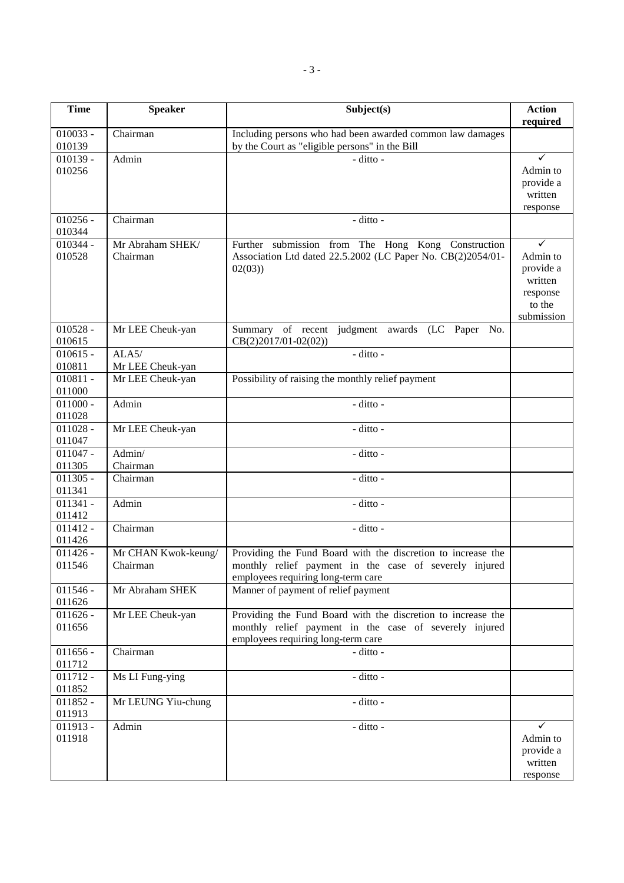| Time | Speaker | Subject(s) | Action required |
|---|---|---|---|
| 010033 - 010139 | Chairman | Including persons who had been awarded common law damages by the Court as "eligible persons" in the Bill | |
| 010139 - 010256 | Admin | - ditto - | ✓ Admin to provide a written response |
| 010256 - 010344 | Chairman | - ditto - | |
| 010344 - 010528 | Mr Abraham SHEK/ Chairman | Further submission from The Hong Kong Construction Association Ltd dated 22.5.2002 (LC Paper No. CB(2)2054/01-02(03)) | ✓ Admin to provide a written response to the submission |
| 010528 - 010615 | Mr LEE Cheuk-yan | Summary of recent judgment awards (LC Paper No. CB(2)2017/01-02(02)) | |
| 010615 - 010811 | ALA5/ Mr LEE Cheuk-yan | - ditto - | |
| 010811 - 011000 | Mr LEE Cheuk-yan | Possibility of raising the monthly relief payment | |
| 011000 - 011028 | Admin | - ditto - | |
| 011028 - 011047 | Mr LEE Cheuk-yan | - ditto - | |
| 011047 - 011305 | Admin/ Chairman | - ditto - | |
| 011305 - 011341 | Chairman | - ditto - | |
| 011341 - 011412 | Admin | - ditto - | |
| 011412 - 011426 | Chairman | - ditto - | |
| 011426 - 011546 | Mr CHAN Kwok-keung/ Chairman | Providing the Fund Board with the discretion to increase the monthly relief payment in the case of severely injured employees requiring long-term care | |
| 011546 - 011626 | Mr Abraham SHEK | Manner of payment of relief payment | |
| 011626 - 011656 | Mr LEE Cheuk-yan | Providing the Fund Board with the discretion to increase the monthly relief payment in the case of severely injured employees requiring long-term care | |
| 011656 - 011712 | Chairman | - ditto - | |
| 011712 - 011852 | Ms LI Fung-ying | - ditto - | |
| 011852 - 011913 | Mr LEUNG Yiu-chung | - ditto - | |
| 011913 - 011918 | Admin | - ditto - | ✓ Admin to provide a written response |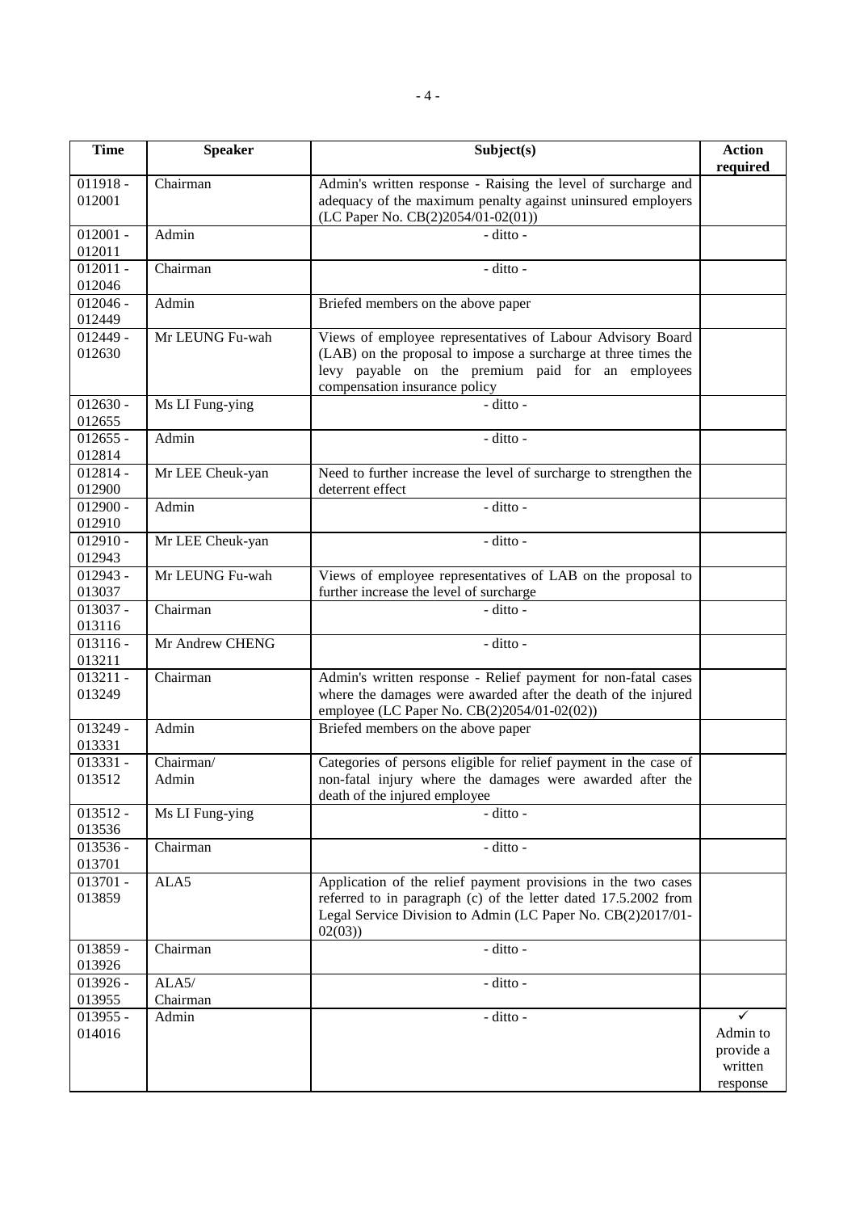| Time | Speaker | Subject(s) | Action required |
|---|---|---|---|
| 011918 - 012001 | Chairman | Admin's written response - Raising the level of surcharge and adequacy of the maximum penalty against uninsured employers (LC Paper No. CB(2)2054/01-02(01)) | |
| 012001 - 012011 | Admin | - ditto - | |
| 012011 - 012046 | Chairman | - ditto - | |
| 012046 - 012449 | Admin | Briefed members on the above paper | |
| 012449 - 012630 | Mr LEUNG Fu-wah | Views of employee representatives of Labour Advisory Board (LAB) on the proposal to impose a surcharge at three times the levy payable on the premium paid for an employees compensation insurance policy | |
| 012630 - 012655 | Ms LI Fung-ying | - ditto - | |
| 012655 - 012814 | Admin | - ditto - | |
| 012814 - 012900 | Mr LEE Cheuk-yan | Need to further increase the level of surcharge to strengthen the deterrent effect | |
| 012900 - 012910 | Admin | - ditto - | |
| 012910 - 012943 | Mr LEE Cheuk-yan | - ditto - | |
| 012943 - 013037 | Mr LEUNG Fu-wah | Views of employee representatives of LAB on the proposal to further increase the level of surcharge | |
| 013037 - 013116 | Chairman | - ditto - | |
| 013116 - 013211 | Mr Andrew CHENG | - ditto - | |
| 013211 - 013249 | Chairman | Admin's written response - Relief payment for non-fatal cases where the damages were awarded after the death of the injured employee (LC Paper No. CB(2)2054/01-02(02)) | |
| 013249 - 013331 | Admin | Briefed members on the above paper | |
| 013331 - 013512 | Chairman/ Admin | Categories of persons eligible for relief payment in the case of non-fatal injury where the damages were awarded after the death of the injured employee | |
| 013512 - 013536 | Ms LI Fung-ying | - ditto - | |
| 013536 - 013701 | Chairman | - ditto - | |
| 013701 - 013859 | ALA5 | Application of the relief payment provisions in the two cases referred to in paragraph (c) of the letter dated 17.5.2002 from Legal Service Division to Admin (LC Paper No. CB(2)2017/01-02(03)) | |
| 013859 - 013926 | Chairman | - ditto - | |
| 013926 - 013955 | ALA5/ Chairman | - ditto - | |
| 013955 - 014016 | Admin | - ditto - | ✓ Admin to provide a written response |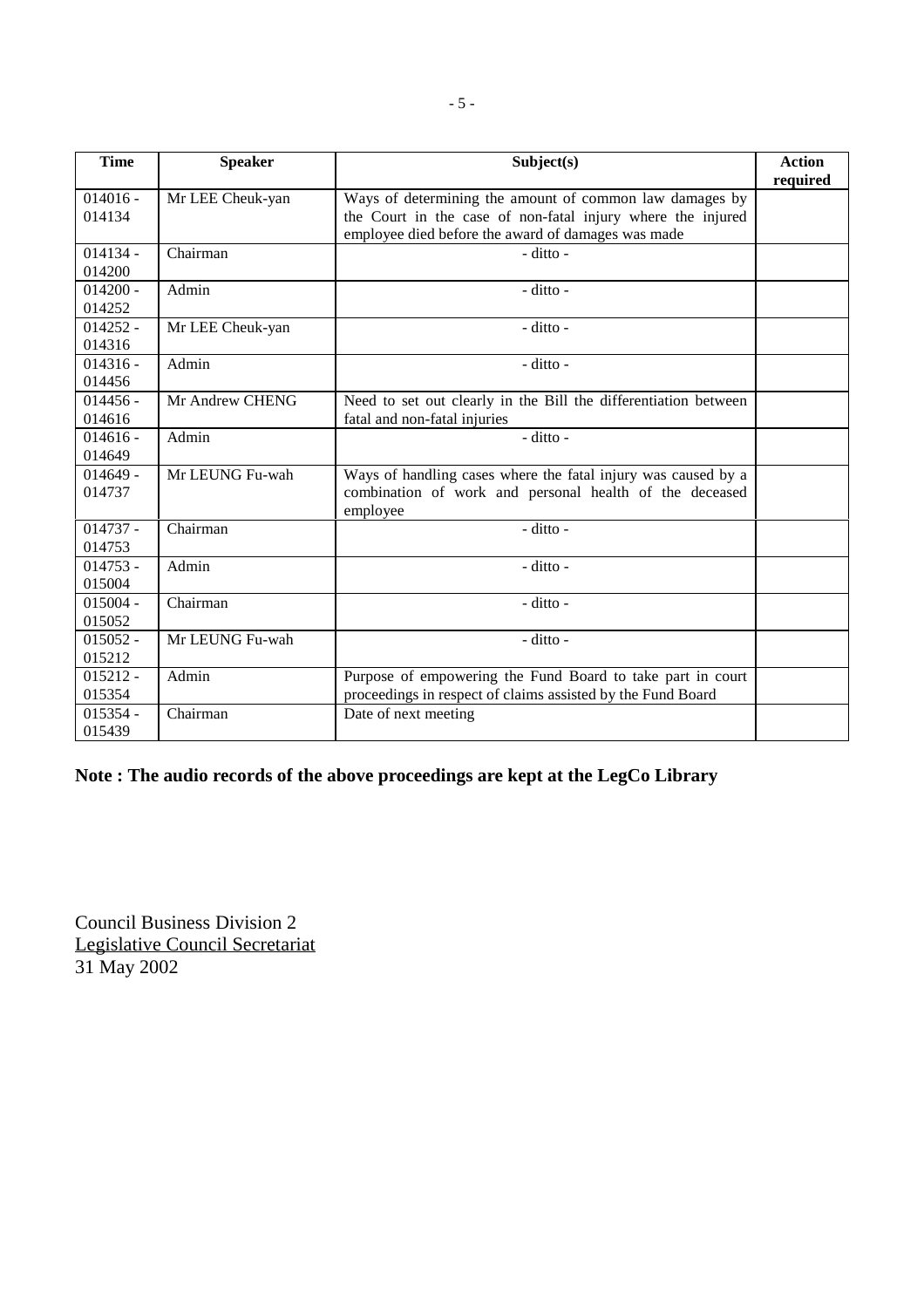| Time | Speaker | Subject(s) | Action required |
|---|---|---|---|
| 014016 - 014134 | Mr LEE Cheuk-yan | Ways of determining the amount of common law damages by the Court in the case of non-fatal injury where the injured employee died before the award of damages was made | |
| 014134 - 014200 | Chairman | - ditto - | |
| 014200 - 014252 | Admin | - ditto - | |
| 014252 - 014316 | Mr LEE Cheuk-yan | - ditto - | |
| 014316 - 014456 | Admin | - ditto - | |
| 014456 - 014616 | Mr Andrew CHENG | Need to set out clearly in the Bill the differentiation between fatal and non-fatal injuries | |
| 014616 - 014649 | Admin | - ditto - | |
| 014649 - 014737 | Mr LEUNG Fu-wah | Ways of handling cases where the fatal injury was caused by a combination of work and personal health of the deceased employee | |
| 014737 - 014753 | Chairman | - ditto - | |
| 014753 - 015004 | Admin | - ditto - | |
| 015004 - 015052 | Chairman | - ditto - | |
| 015052 - 015212 | Mr LEUNG Fu-wah | - ditto - | |
| 015212 - 015354 | Admin | Purpose of empowering the Fund Board to take part in court proceedings in respect of claims assisted by the Fund Board | |
| 015354 - 015439 | Chairman | Date of next meeting | |

**Note : The audio records of the above proceedings are kept at the LegCo Library**

Council Business Division 2
Legislative Council Secretariat
31 May 2002